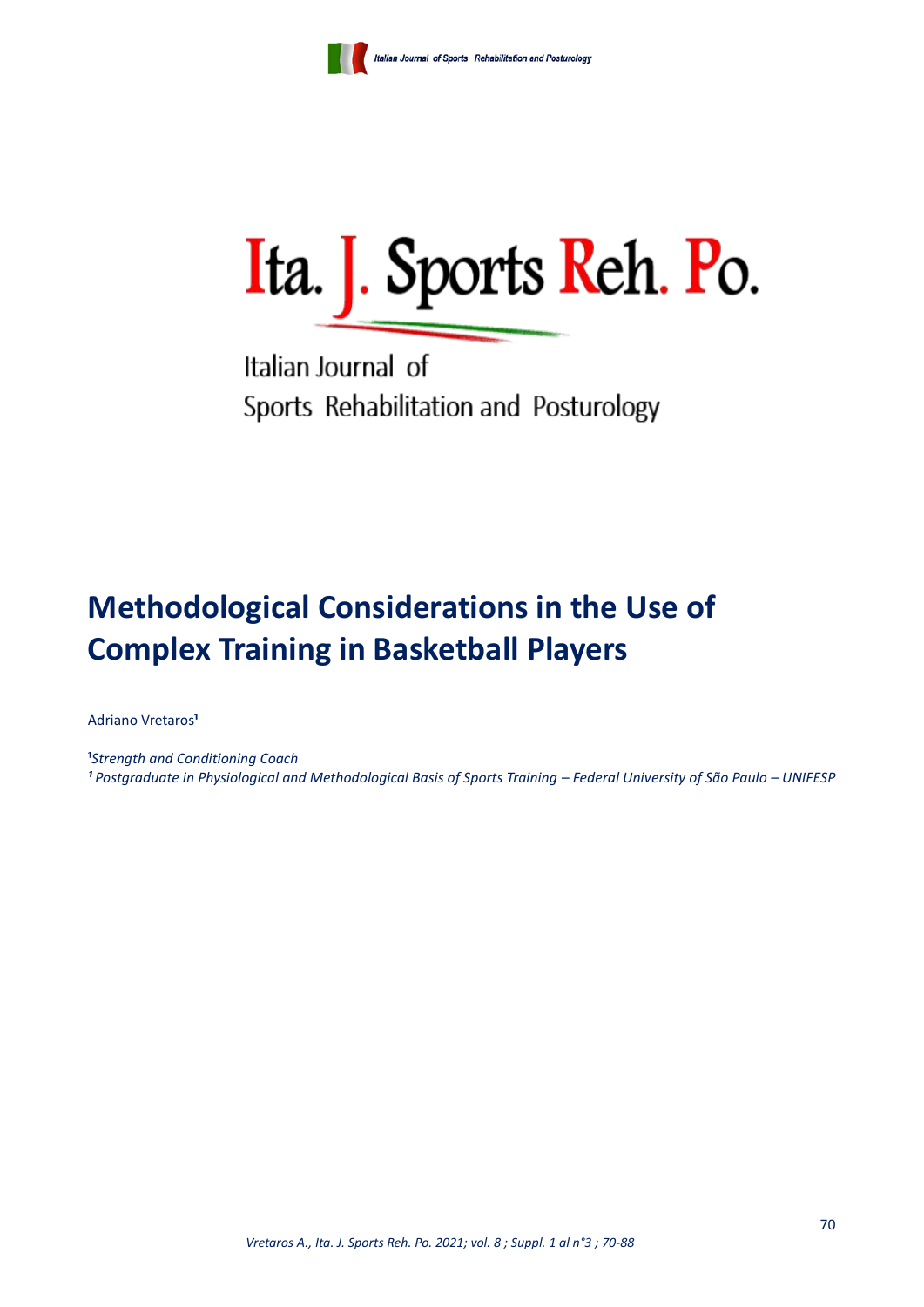# Ita. J. Sports Reh. Po.

Italian Journal of
Sports Rehabilitation and Posturology

## Methodological Considerations in the Use of Complex Training in Basketball Players

Adriano Vretaros[1]

[1] *Strength and Conditioning Coach*
[1] *Postgraduate in Physiological and Methodological Basis of Sports Training – Federal University of São Paulo – UNIFESP*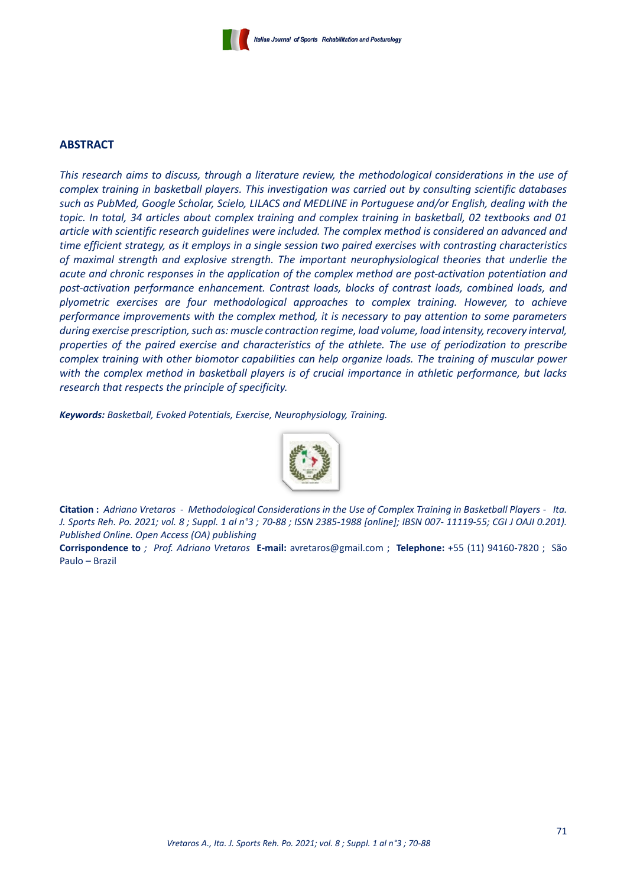## ABSTRACT

*This research aims to discuss, through a literature review, the methodological considerations in the use of complex training in basketball players. This investigation was carried out by consulting scientific databases such as PubMed, Google Scholar, Scielo, LILACS and MEDLINE in Portuguese and/or English, dealing with the topic. In total, 34 articles about complex training and complex training in basketball, 02 textbooks and 01 article with scientific research guidelines were included. The complex method is considered an advanced and time efficient strategy, as it employs in a single session two paired exercises with contrasting characteristics of maximal strength and explosive strength. The important neurophysiological theories that underlie the acute and chronic responses in the application of the complex method are post-activation potentiation and post-activation performance enhancement. Contrast loads, blocks of contrast loads, combined loads, and plyometric exercises are four methodological approaches to complex training. However, to achieve performance improvements with the complex method, it is necessary to pay attention to some parameters during exercise prescription, such as: muscle contraction regime, load volume, load intensity, recovery interval, properties of the paired exercise and characteristics of the athlete. The use of periodization to prescribe complex training with other biomotor capabilities can help organize loads. The training of muscular power with the complex method in basketball players is of crucial importance in athletic performance, but lacks research that respects the principle of specificity.*

***Keywords:*** *Basketball, Evoked Potentials, Exercise, Neurophysiology, Training.*

**Citation :** *Adriano Vretaros - Methodological Considerations in the Use of Complex Training in Basketball Players - Ita. J. Sports Reh. Po. 2021; vol. 8 ; Suppl. 1 al n°3 ; 70-88 ; ISSN 2385-1988 [online]; IBSN 007- 11119-55; CGI J OAJI 0.201). Published Online. Open Access (OA) publishing*

**Corrispondence to** *; Prof. Adriano Vretaros* **E-mail:** avretaros@gmail.com ; **Telephone:** +55 (11) 94160-7820 ; São Paulo – Brazil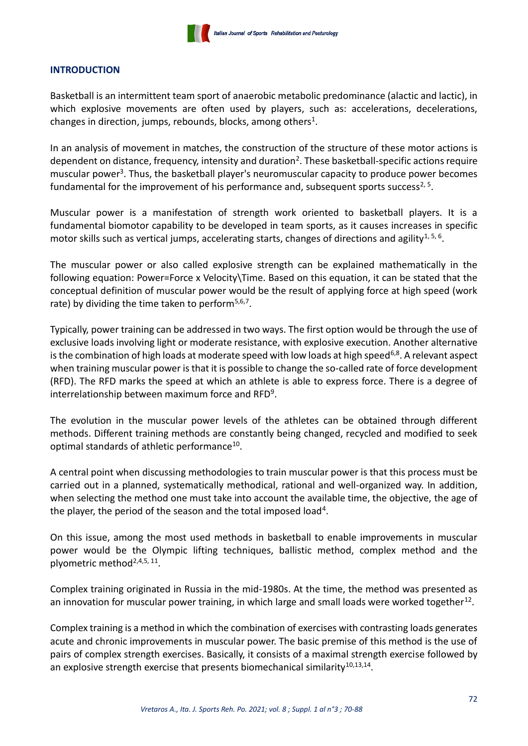## INTRODUCTION

Basketball is an intermittent team sport of anaerobic metabolic predominance (alactic and lactic), in which explosive movements are often used by players, such as: accelerations, decelerations, changes in direction, jumps, rebounds, blocks, among others[1].

In an analysis of movement in matches, the construction of the structure of these motor actions is dependent on distance, frequency, intensity and duration[2]. These basketball-specific actions require muscular power[3]. Thus, the basketball player's neuromuscular capacity to produce power becomes fundamental for the improvement of his performance and, subsequent sports success[2, 5].

Muscular power is a manifestation of strength work oriented to basketball players. It is a fundamental biomotor capability to be developed in team sports, as it causes increases in specific motor skills such as vertical jumps, accelerating starts, changes of directions and agility[1, 5, 6].

The muscular power or also called explosive strength can be explained mathematically in the following equation: Power=Force x Velocity\Time. Based on this equation, it can be stated that the conceptual definition of muscular power would be the result of applying force at high speed (work rate) by dividing the time taken to perform[5,6,7].

Typically, power training can be addressed in two ways. The first option would be through the use of exclusive loads involving light or moderate resistance, with explosive execution. Another alternative is the combination of high loads at moderate speed with low loads at high speed[6,8]. A relevant aspect when training muscular power is that it is possible to change the so-called rate of force development (RFD). The RFD marks the speed at which an athlete is able to express force. There is a degree of interrelationship between maximum force and RFD[9].

The evolution in the muscular power levels of the athletes can be obtained through different methods. Different training methods are constantly being changed, recycled and modified to seek optimal standards of athletic performance[10].

A central point when discussing methodologies to train muscular power is that this process must be carried out in a planned, systematically methodical, rational and well-organized way. In addition, when selecting the method one must take into account the available time, the objective, the age of the player, the period of the season and the total imposed load[4].

On this issue, among the most used methods in basketball to enable improvements in muscular power would be the Olympic lifting techniques, ballistic method, complex method and the plyometric method[2,4,5, 11].

Complex training originated in Russia in the mid-1980s. At the time, the method was presented as an innovation for muscular power training, in which large and small loads were worked together[12].

Complex training is a method in which the combination of exercises with contrasting loads generates acute and chronic improvements in muscular power. The basic premise of this method is the use of pairs of complex strength exercises. Basically, it consists of a maximal strength exercise followed by an explosive strength exercise that presents biomechanical similarity[10,13,14].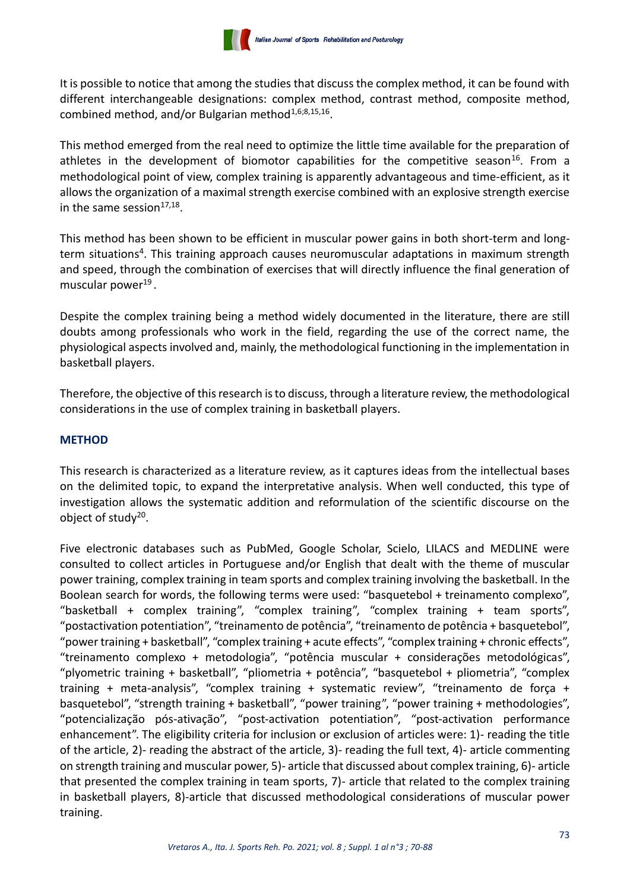It is possible to notice that among the studies that discuss the complex method, it can be found with different interchangeable designations: complex method, contrast method, composite method, combined method, and/or Bulgarian method[1,6;8,15,16].

This method emerged from the real need to optimize the little time available for the preparation of athletes in the development of biomotor capabilities for the competitive season[16]. From a methodological point of view, complex training is apparently advantageous and time-efficient, as it allows the organization of a maximal strength exercise combined with an explosive strength exercise in the same session[17,18].

This method has been shown to be efficient in muscular power gains in both short-term and long-term situations[4]. This training approach causes neuromuscular adaptations in maximum strength and speed, through the combination of exercises that will directly influence the final generation of muscular power[19].

Despite the complex training being a method widely documented in the literature, there are still doubts among professionals who work in the field, regarding the use of the correct name, the physiological aspects involved and, mainly, the methodological functioning in the implementation in basketball players.

Therefore, the objective of this research is to discuss, through a literature review, the methodological considerations in the use of complex training in basketball players.

## METHOD

This research is characterized as a literature review, as it captures ideas from the intellectual bases on the delimited topic, to expand the interpretative analysis. When well conducted, this type of investigation allows the systematic addition and reformulation of the scientific discourse on the object of study[20].

Five electronic databases such as PubMed, Google Scholar, Scielo, LILACS and MEDLINE were consulted to collect articles in Portuguese and/or English that dealt with the theme of muscular power training, complex training in team sports and complex training involving the basketball. In the Boolean search for words, the following terms were used: "basquetebol + treinamento complexo", "basketball + complex training", "complex training", "complex training + team sports", "postactivation potentiation", "treinamento de potência", "treinamento de potência + basquetebol", "power training + basketball", "complex training + acute effects", "complex training + chronic effects", "treinamento complexo + metodologia", "potência muscular + considerações metodológicas", "plyometric training + basketball", "pliometria + potência", "basquetebol + pliometria", "complex training + meta-analysis", "complex training + systematic review", "treinamento de força + basquetebol", "strength training + basketball", "power training", "power training + methodologies", "potencialização pós-ativação", "post-activation potentiation", "post-activation performance enhancement". The eligibility criteria for inclusion or exclusion of articles were: 1)- reading the title of the article, 2)- reading the abstract of the article, 3)- reading the full text, 4)- article commenting on strength training and muscular power, 5)- article that discussed about complex training, 6)- article that presented the complex training in team sports, 7)- article that related to the complex training in basketball players, 8)-article that discussed methodological considerations of muscular power training.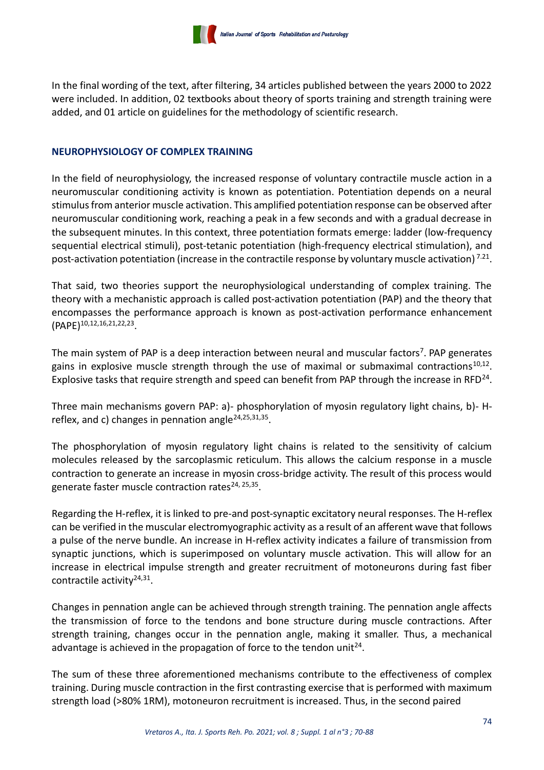In the final wording of the text, after filtering, 34 articles published between the years 2000 to 2022 were included. In addition, 02 textbooks about theory of sports training and strength training were added, and 01 article on guidelines for the methodology of scientific research.

## NEUROPHYSIOLOGY OF COMPLEX TRAINING

In the field of neurophysiology, the increased response of voluntary contractile muscle action in a neuromuscular conditioning activity is known as potentiation. Potentiation depends on a neural stimulus from anterior muscle activation. This amplified potentiation response can be observed after neuromuscular conditioning work, reaching a peak in a few seconds and with a gradual decrease in the subsequent minutes. In this context, three potentiation formats emerge: ladder (low-frequency sequential electrical stimuli), post-tetanic potentiation (high-frequency electrical stimulation), and post-activation potentiation (increase in the contractile response by voluntary muscle activation) [7.21].

That said, two theories support the neurophysiological understanding of complex training. The theory with a mechanistic approach is called post-activation potentiation (PAP) and the theory that encompasses the performance approach is known as post-activation performance enhancement (PAPE)[10,12,16,21,22,23].

The main system of PAP is a deep interaction between neural and muscular factors[7]. PAP generates gains in explosive muscle strength through the use of maximal or submaximal contractions[10,12]. Explosive tasks that require strength and speed can benefit from PAP through the increase in RFD[24].

Three main mechanisms govern PAP: a)- phosphorylation of myosin regulatory light chains, b)- H-reflex, and c) changes in pennation angle[24,25,31,35].

The phosphorylation of myosin regulatory light chains is related to the sensitivity of calcium molecules released by the sarcoplasmic reticulum. This allows the calcium response in a muscle contraction to generate an increase in myosin cross-bridge activity. The result of this process would generate faster muscle contraction rates[24, 25,35].

Regarding the H-reflex, it is linked to pre-and post-synaptic excitatory neural responses. The H-reflex can be verified in the muscular electromyographic activity as a result of an afferent wave that follows a pulse of the nerve bundle. An increase in H-reflex activity indicates a failure of transmission from synaptic junctions, which is superimposed on voluntary muscle activation. This will allow for an increase in electrical impulse strength and greater recruitment of motoneurons during fast fiber contractile activity[24,31].

Changes in pennation angle can be achieved through strength training. The pennation angle affects the transmission of force to the tendons and bone structure during muscle contractions. After strength training, changes occur in the pennation angle, making it smaller. Thus, a mechanical advantage is achieved in the propagation of force to the tendon unit[24].

The sum of these three aforementioned mechanisms contribute to the effectiveness of complex training. During muscle contraction in the first contrasting exercise that is performed with maximum strength load (>80% 1RM), motoneuron recruitment is increased. Thus, in the second paired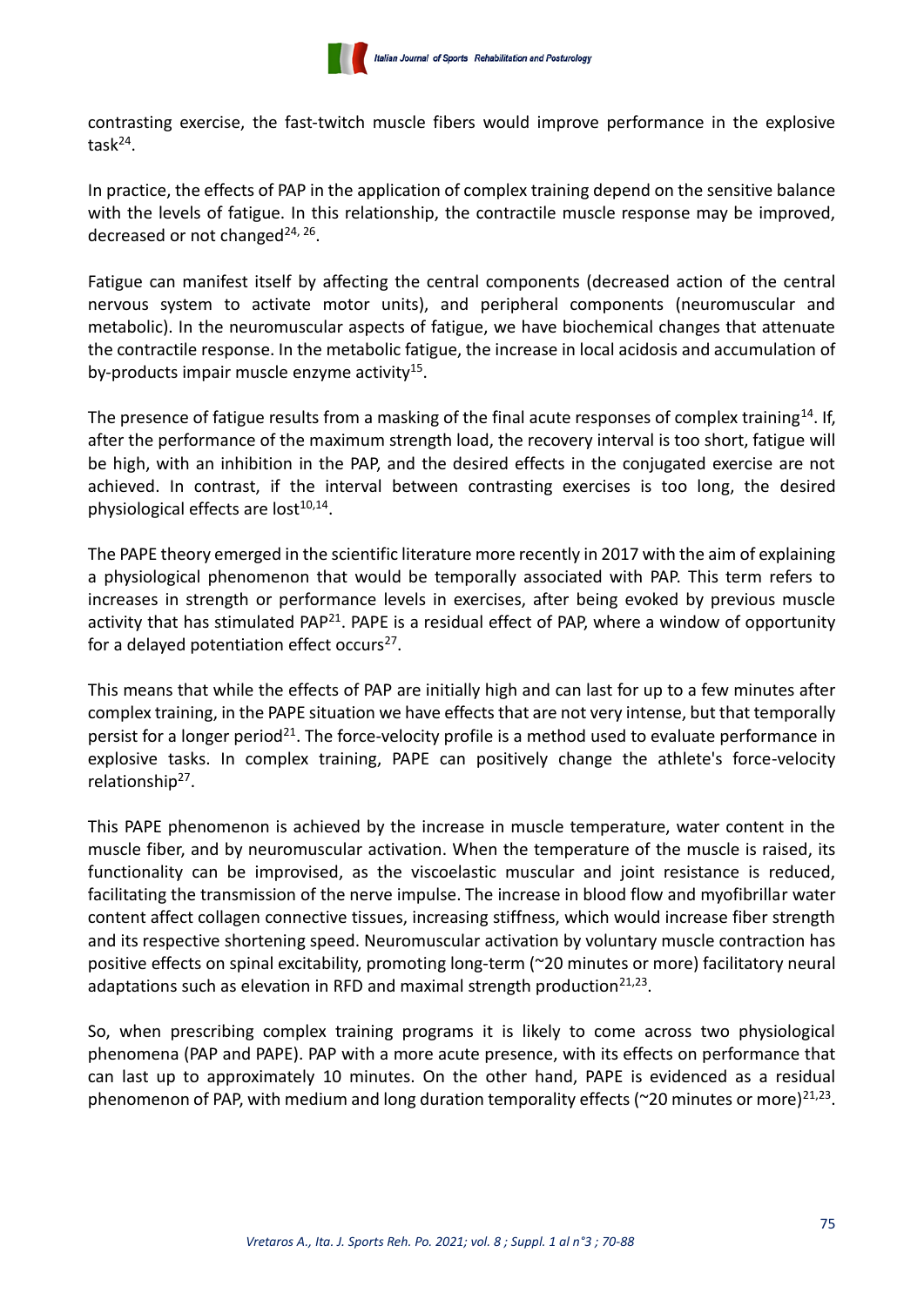contrasting exercise, the fast-twitch muscle fibers would improve performance in the explosive task[24].

In practice, the effects of PAP in the application of complex training depend on the sensitive balance with the levels of fatigue. In this relationship, the contractile muscle response may be improved, decreased or not changed[24, 26].

Fatigue can manifest itself by affecting the central components (decreased action of the central nervous system to activate motor units), and peripheral components (neuromuscular and metabolic). In the neuromuscular aspects of fatigue, we have biochemical changes that attenuate the contractile response. In the metabolic fatigue, the increase in local acidosis and accumulation of by-products impair muscle enzyme activity[15].

The presence of fatigue results from a masking of the final acute responses of complex training[14]. If, after the performance of the maximum strength load, the recovery interval is too short, fatigue will be high, with an inhibition in the PAP, and the desired effects in the conjugated exercise are not achieved. In contrast, if the interval between contrasting exercises is too long, the desired physiological effects are lost[10,14].

The PAPE theory emerged in the scientific literature more recently in 2017 with the aim of explaining a physiological phenomenon that would be temporally associated with PAP. This term refers to increases in strength or performance levels in exercises, after being evoked by previous muscle activity that has stimulated PAP[21]. PAPE is a residual effect of PAP, where a window of opportunity for a delayed potentiation effect occurs[27].

This means that while the effects of PAP are initially high and can last for up to a few minutes after complex training, in the PAPE situation we have effects that are not very intense, but that temporally persist for a longer period[21]. The force-velocity profile is a method used to evaluate performance in explosive tasks. In complex training, PAPE can positively change the athlete's force-velocity relationship[27].

This PAPE phenomenon is achieved by the increase in muscle temperature, water content in the muscle fiber, and by neuromuscular activation. When the temperature of the muscle is raised, its functionality can be improvised, as the viscoelastic muscular and joint resistance is reduced, facilitating the transmission of the nerve impulse. The increase in blood flow and myofibrillar water content affect collagen connective tissues, increasing stiffness, which would increase fiber strength and its respective shortening speed. Neuromuscular activation by voluntary muscle contraction has positive effects on spinal excitability, promoting long-term (~20 minutes or more) facilitatory neural adaptations such as elevation in RFD and maximal strength production[21,23].

So, when prescribing complex training programs it is likely to come across two physiological phenomena (PAP and PAPE). PAP with a more acute presence, with its effects on performance that can last up to approximately 10 minutes. On the other hand, PAPE is evidenced as a residual phenomenon of PAP, with medium and long duration temporality effects (~20 minutes or more)[21,23].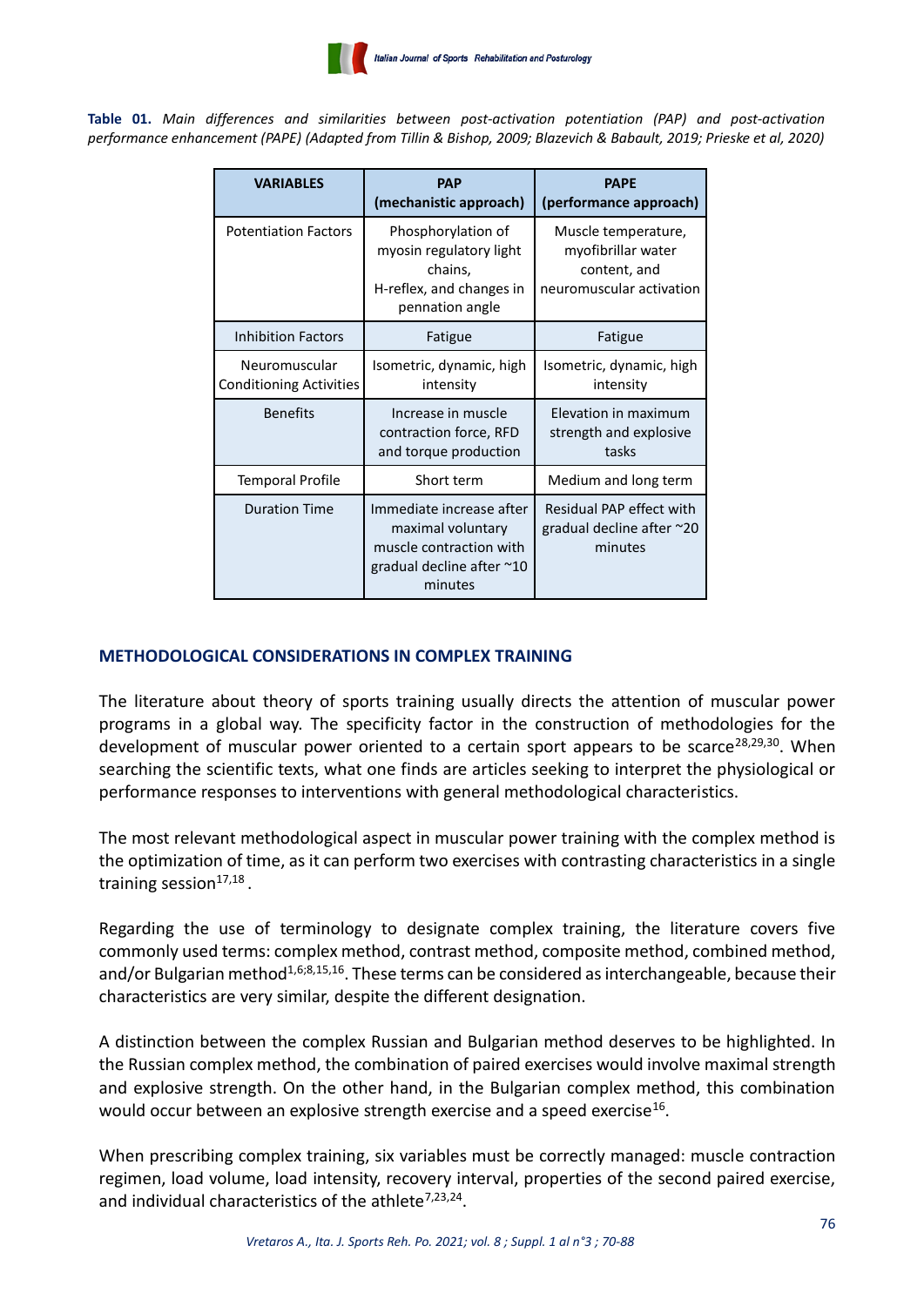**Table 01.** *Main differences and similarities between post-activation potentiation (PAP) and post-activation performance enhancement (PAPE) (Adapted from Tillin & Bishop, 2009; Blazevich & Babault, 2019; Prieske et al, 2020)*

| VARIABLES | PAP (mechanistic approach) | PAPE (performance approach) |
|---|---|---|
| Potentiation Factors | Phosphorylation of myosin regulatory light chains, H-reflex, and changes in pennation angle | Muscle temperature, myofibrillar water content, and neuromuscular activation |
| Inhibition Factors | Fatigue | Fatigue |
| Neuromuscular Conditioning Activities | Isometric, dynamic, high intensity | Isometric, dynamic, high intensity |
| Benefits | Increase in muscle contraction force, RFD and torque production | Elevation in maximum strength and explosive tasks |
| Temporal Profile | Short term | Medium and long term |
| Duration Time | Immediate increase after maximal voluntary muscle contraction with gradual decline after ~10 minutes | Residual PAP effect with gradual decline after ~20 minutes |

## METHODOLOGICAL CONSIDERATIONS IN COMPLEX TRAINING

The literature about theory of sports training usually directs the attention of muscular power programs in a global way. The specificity factor in the construction of methodologies for the development of muscular power oriented to a certain sport appears to be scarce[28,29,30]. When searching the scientific texts, what one finds are articles seeking to interpret the physiological or performance responses to interventions with general methodological characteristics.

The most relevant methodological aspect in muscular power training with the complex method is the optimization of time, as it can perform two exercises with contrasting characteristics in a single training session[17,18].

Regarding the use of terminology to designate complex training, the literature covers five commonly used terms: complex method, contrast method, composite method, combined method, and/or Bulgarian method[1,6;8,15,16]. These terms can be considered as interchangeable, because their characteristics are very similar, despite the different designation.

A distinction between the complex Russian and Bulgarian method deserves to be highlighted. In the Russian complex method, the combination of paired exercises would involve maximal strength and explosive strength. On the other hand, in the Bulgarian complex method, this combination would occur between an explosive strength exercise and a speed exercise[16].

When prescribing complex training, six variables must be correctly managed: muscle contraction regimen, load volume, load intensity, recovery interval, properties of the second paired exercise, and individual characteristics of the athlete[7,23,24].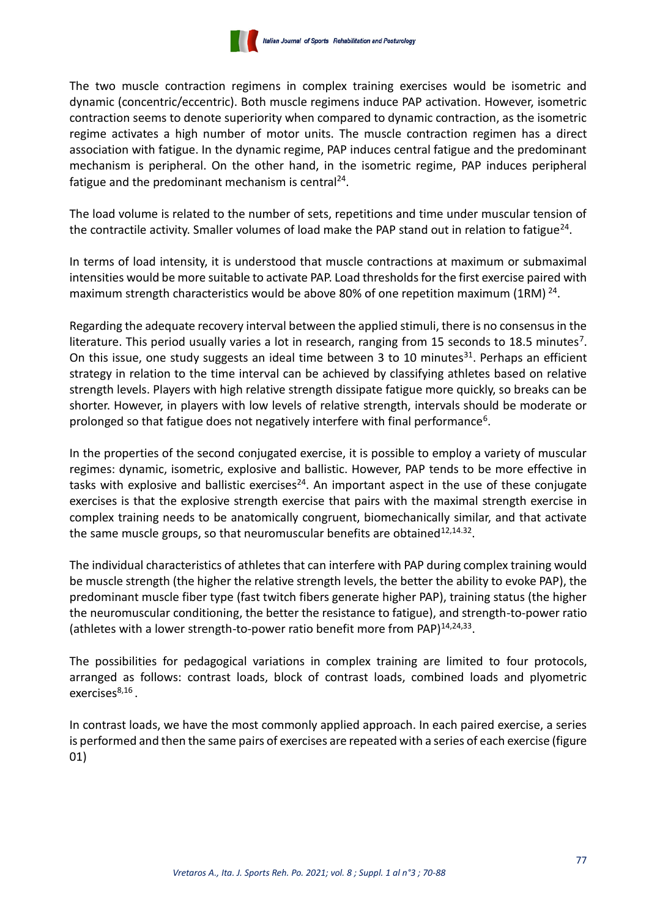The two muscle contraction regimens in complex training exercises would be isometric and dynamic (concentric/eccentric). Both muscle regimens induce PAP activation. However, isometric contraction seems to denote superiority when compared to dynamic contraction, as the isometric regime activates a high number of motor units. The muscle contraction regimen has a direct association with fatigue. In the dynamic regime, PAP induces central fatigue and the predominant mechanism is peripheral. On the other hand, in the isometric regime, PAP induces peripheral fatigue and the predominant mechanism is central[24].

The load volume is related to the number of sets, repetitions and time under muscular tension of the contractile activity. Smaller volumes of load make the PAP stand out in relation to fatigue[24].

In terms of load intensity, it is understood that muscle contractions at maximum or submaximal intensities would be more suitable to activate PAP. Load thresholds for the first exercise paired with maximum strength characteristics would be above 80% of one repetition maximum (1RM) [24].

Regarding the adequate recovery interval between the applied stimuli, there is no consensus in the literature. This period usually varies a lot in research, ranging from 15 seconds to 18.5 minutes[7]. On this issue, one study suggests an ideal time between 3 to 10 minutes[31]. Perhaps an efficient strategy in relation to the time interval can be achieved by classifying athletes based on relative strength levels. Players with high relative strength dissipate fatigue more quickly, so breaks can be shorter. However, in players with low levels of relative strength, intervals should be moderate or prolonged so that fatigue does not negatively interfere with final performance[6].

In the properties of the second conjugated exercise, it is possible to employ a variety of muscular regimes: dynamic, isometric, explosive and ballistic. However, PAP tends to be more effective in tasks with explosive and ballistic exercises[24]. An important aspect in the use of these conjugate exercises is that the explosive strength exercise that pairs with the maximal strength exercise in complex training needs to be anatomically congruent, biomechanically similar, and that activate the same muscle groups, so that neuromuscular benefits are obtained[12,14.32].

The individual characteristics of athletes that can interfere with PAP during complex training would be muscle strength (the higher the relative strength levels, the better the ability to evoke PAP), the predominant muscle fiber type (fast twitch fibers generate higher PAP), training status (the higher the neuromuscular conditioning, the better the resistance to fatigue), and strength-to-power ratio (athletes with a lower strength-to-power ratio benefit more from PAP)[14,24,33].

The possibilities for pedagogical variations in complex training are limited to four protocols, arranged as follows: contrast loads, block of contrast loads, combined loads and plyometric exercises[8,16].

In contrast loads, we have the most commonly applied approach. In each paired exercise, a series is performed and then the same pairs of exercises are repeated with a series of each exercise (figure 01)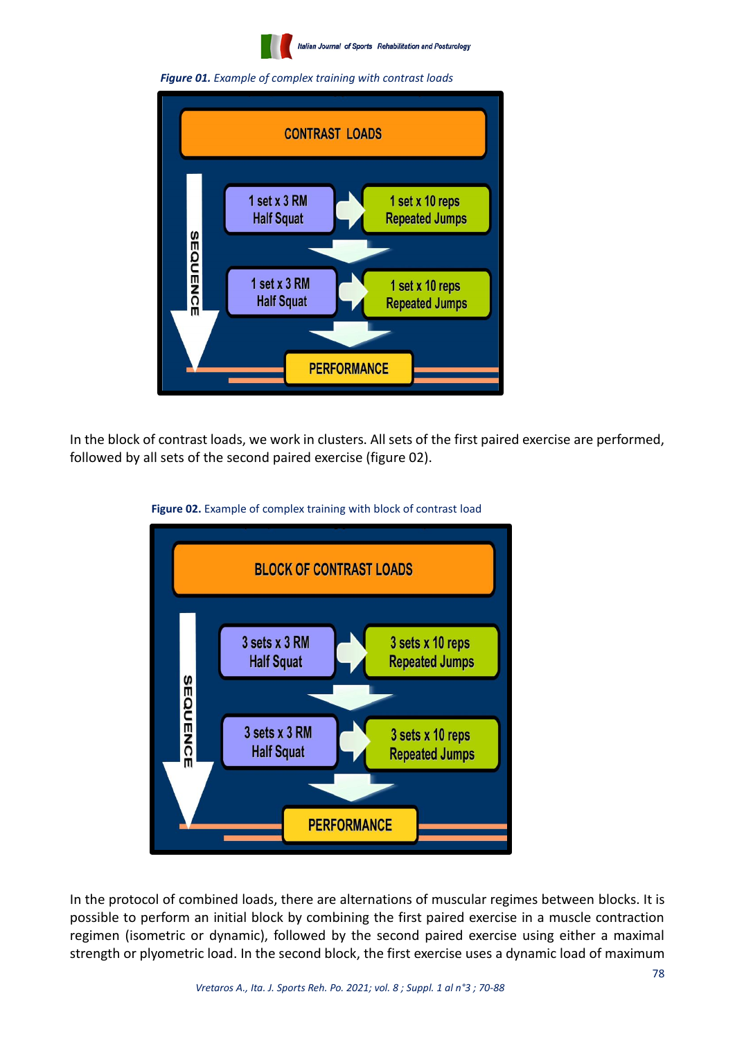*Figure 01. Example of complex training with contrast loads*

In the block of contrast loads, we work in clusters. All sets of the first paired exercise are performed, followed by all sets of the second paired exercise (figure 02).

**Figure 02.** Example of complex training with block of contrast load

In the protocol of combined loads, there are alternations of muscular regimes between blocks. It is possible to perform an initial block by combining the first paired exercise in a muscle contraction regimen (isometric or dynamic), followed by the second paired exercise using either a maximal strength or plyometric load. In the second block, the first exercise uses a dynamic load of maximum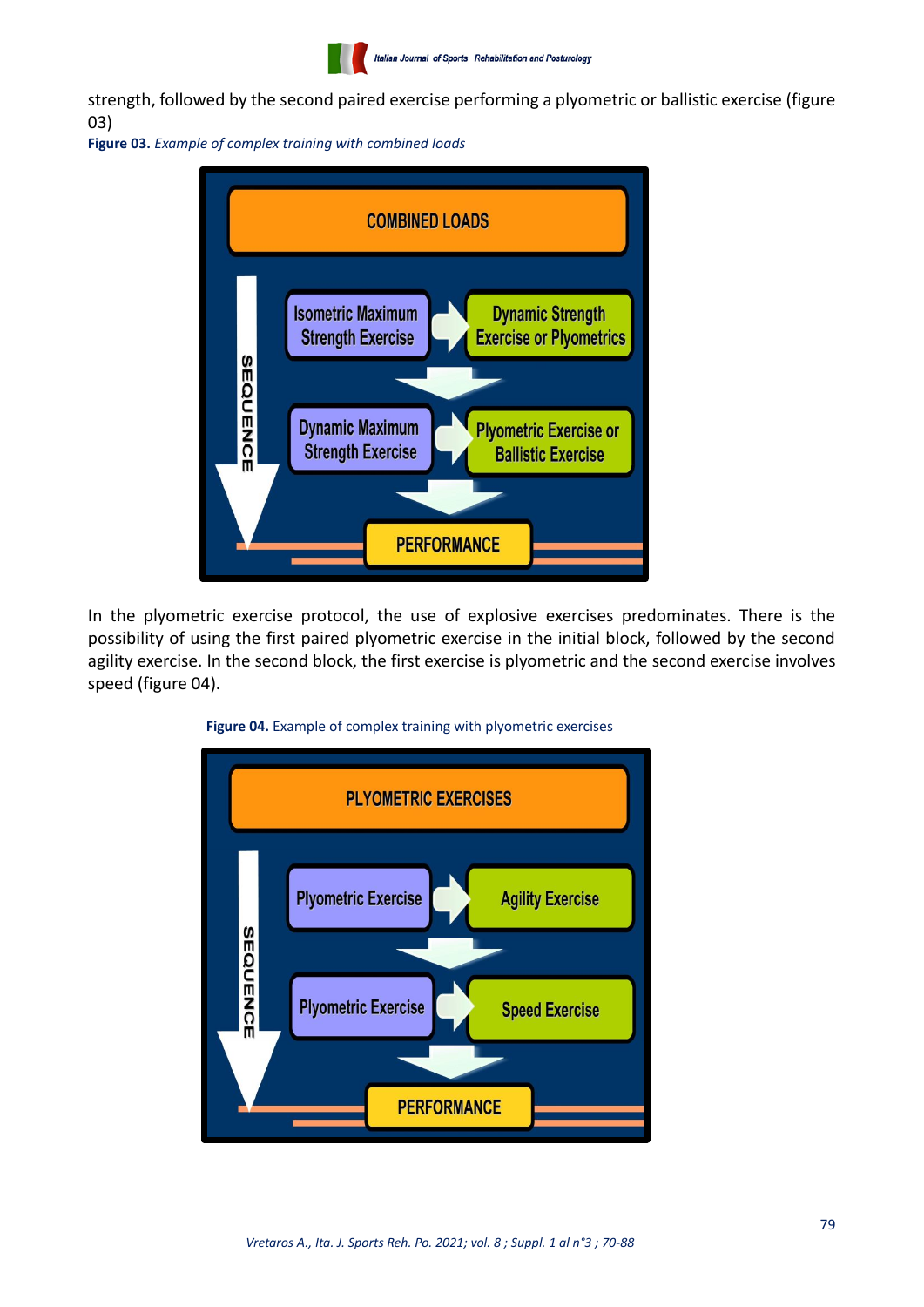strength, followed by the second paired exercise performing a plyometric or ballistic exercise (figure 03)

**Figure 03.** *Example of complex training with combined loads*

In the plyometric exercise protocol, the use of explosive exercises predominates. There is the possibility of using the first paired plyometric exercise in the initial block, followed by the second agility exercise. In the second block, the first exercise is plyometric and the second exercise involves speed (figure 04).

**Figure 04.** Example of complex training with plyometric exercises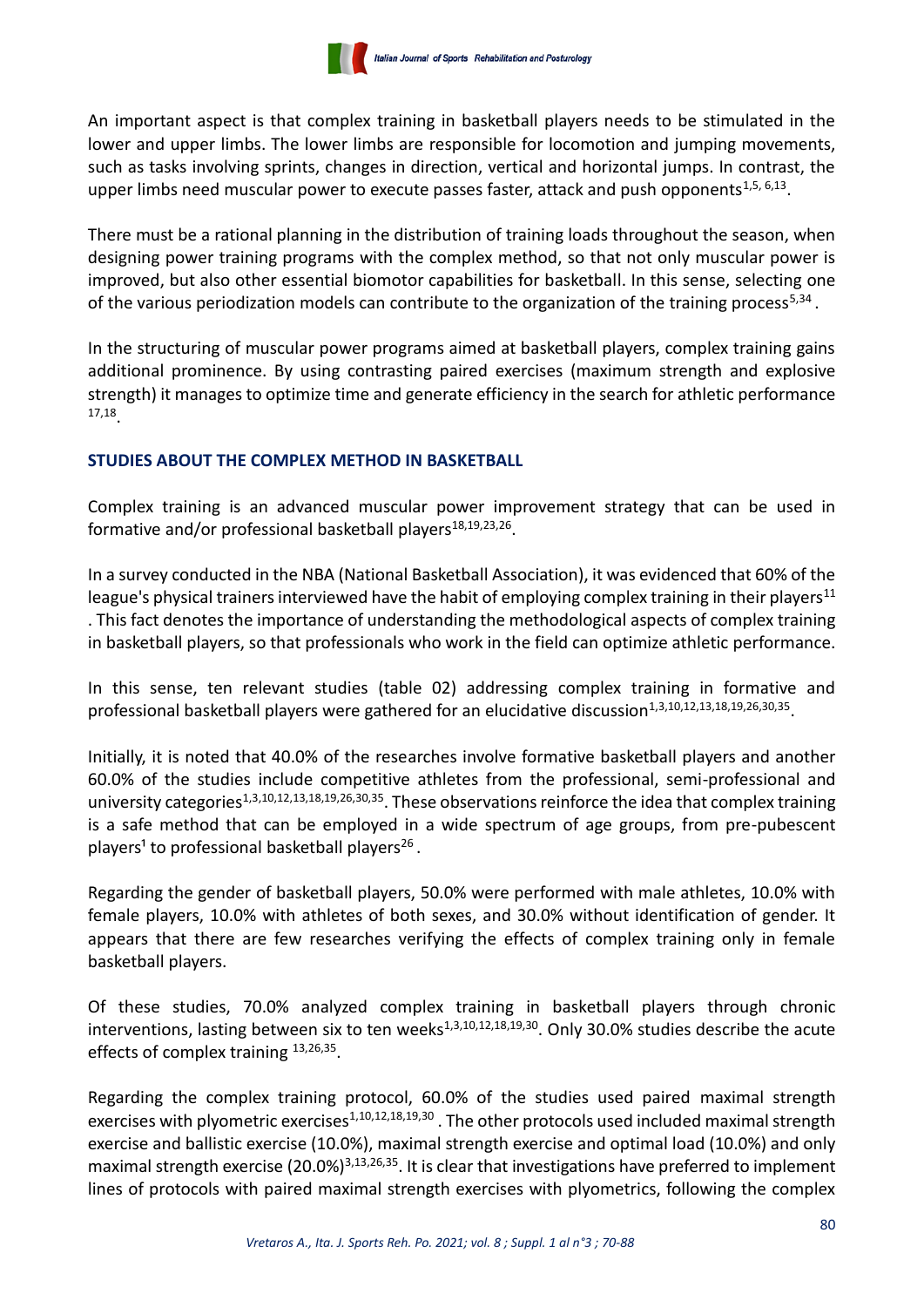An important aspect is that complex training in basketball players needs to be stimulated in the lower and upper limbs. The lower limbs are responsible for locomotion and jumping movements, such as tasks involving sprints, changes in direction, vertical and horizontal jumps. In contrast, the upper limbs need muscular power to execute passes faster, attack and push opponents[1,5, 6,13].

There must be a rational planning in the distribution of training loads throughout the season, when designing power training programs with the complex method, so that not only muscular power is improved, but also other essential biomotor capabilities for basketball. In this sense, selecting one of the various periodization models can contribute to the organization of the training process[5,34].

In the structuring of muscular power programs aimed at basketball players, complex training gains additional prominence. By using contrasting paired exercises (maximum strength and explosive strength) it manages to optimize time and generate efficiency in the search for athletic performance [17,18].

## STUDIES ABOUT THE COMPLEX METHOD IN BASKETBALL

Complex training is an advanced muscular power improvement strategy that can be used in formative and/or professional basketball players[18,19,23,26].

In a survey conducted in the NBA (National Basketball Association), it was evidenced that 60% of the league's physical trainers interviewed have the habit of employing complex training in their players[11]. This fact denotes the importance of understanding the methodological aspects of complex training in basketball players, so that professionals who work in the field can optimize athletic performance.

In this sense, ten relevant studies (table 02) addressing complex training in formative and professional basketball players were gathered for an elucidative discussion[1,3,10,12,13,18,19,26,30,35].

Initially, it is noted that 40.0% of the researches involve formative basketball players and another 60.0% of the studies include competitive athletes from the professional, semi-professional and university categories[1,3,10,12,13,18,19,26,30,35]. These observations reinforce the idea that complex training is a safe method that can be employed in a wide spectrum of age groups, from pre-pubescent players[1] to professional basketball players[26].

Regarding the gender of basketball players, 50.0% were performed with male athletes, 10.0% with female players, 10.0% with athletes of both sexes, and 30.0% without identification of gender. It appears that there are few researches verifying the effects of complex training only in female basketball players.

Of these studies, 70.0% analyzed complex training in basketball players through chronic interventions, lasting between six to ten weeks[1,3,10,12,18,19,30]. Only 30.0% studies describe the acute effects of complex training [13,26,35].

Regarding the complex training protocol, 60.0% of the studies used paired maximal strength exercises with plyometric exercises[1,10,12,18,19,30]. The other protocols used included maximal strength exercise and ballistic exercise (10.0%), maximal strength exercise and optimal load (10.0%) and only maximal strength exercise (20.0%)[3,13,26,35]. It is clear that investigations have preferred to implement lines of protocols with paired maximal strength exercises with plyometrics, following the complex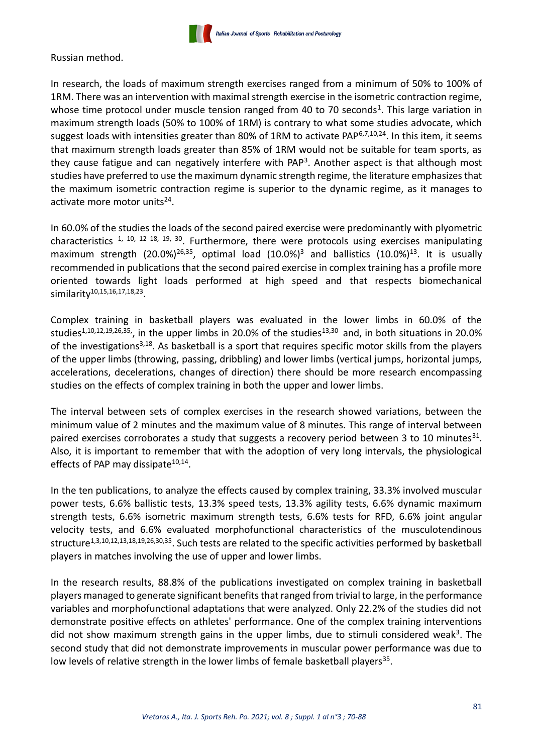Russian method.

In research, the loads of maximum strength exercises ranged from a minimum of 50% to 100% of 1RM. There was an intervention with maximal strength exercise in the isometric contraction regime, whose time protocol under muscle tension ranged from 40 to 70 seconds[1]. This large variation in maximum strength loads (50% to 100% of 1RM) is contrary to what some studies advocate, which suggest loads with intensities greater than 80% of 1RM to activate PAP[6,7,10,24]. In this item, it seems that maximum strength loads greater than 85% of 1RM would not be suitable for team sports, as they cause fatigue and can negatively interfere with PAP[3]. Another aspect is that although most studies have preferred to use the maximum dynamic strength regime, the literature emphasizes that the maximum isometric contraction regime is superior to the dynamic regime, as it manages to activate more motor units[24].

In 60.0% of the studies the loads of the second paired exercise were predominantly with plyometric characteristics [1, 10, 12 18, 19, 30]. Furthermore, there were protocols using exercises manipulating maximum strength (20.0%)[26,35], optimal load (10.0%)[3] and ballistics (10.0%)[13]. It is usually recommended in publications that the second paired exercise in complex training has a profile more oriented towards light loads performed at high speed and that respects biomechanical similarity[10,15,16,17,18,23].

Complex training in basketball players was evaluated in the lower limbs in 60.0% of the studies[1,10,12,19,26,35,], in the upper limbs in 20.0% of the studies[13,30] and, in both situations in 20.0% of the investigations[3,18]. As basketball is a sport that requires specific motor skills from the players of the upper limbs (throwing, passing, dribbling) and lower limbs (vertical jumps, horizontal jumps, accelerations, decelerations, changes of direction) there should be more research encompassing studies on the effects of complex training in both the upper and lower limbs.

The interval between sets of complex exercises in the research showed variations, between the minimum value of 2 minutes and the maximum value of 8 minutes. This range of interval between paired exercises corroborates a study that suggests a recovery period between 3 to 10 minutes[31]. Also, it is important to remember that with the adoption of very long intervals, the physiological effects of PAP may dissipate[10,14].

In the ten publications, to analyze the effects caused by complex training, 33.3% involved muscular power tests, 6.6% ballistic tests, 13.3% speed tests, 13.3% agility tests, 6.6% dynamic maximum strength tests, 6.6% isometric maximum strength tests, 6.6% tests for RFD, 6.6% joint angular velocity tests, and 6.6% evaluated morphofunctional characteristics of the musculotendinous structure[1,3,10,12,13,18,19,26,30,35]. Such tests are related to the specific activities performed by basketball players in matches involving the use of upper and lower limbs.

In the research results, 88.8% of the publications investigated on complex training in basketball players managed to generate significant benefits that ranged from trivial to large, in the performance variables and morphofunctional adaptations that were analyzed. Only 22.2% of the studies did not demonstrate positive effects on athletes' performance. One of the complex training interventions did not show maximum strength gains in the upper limbs, due to stimuli considered weak[3]. The second study that did not demonstrate improvements in muscular power performance was due to low levels of relative strength in the lower limbs of female basketball players[35].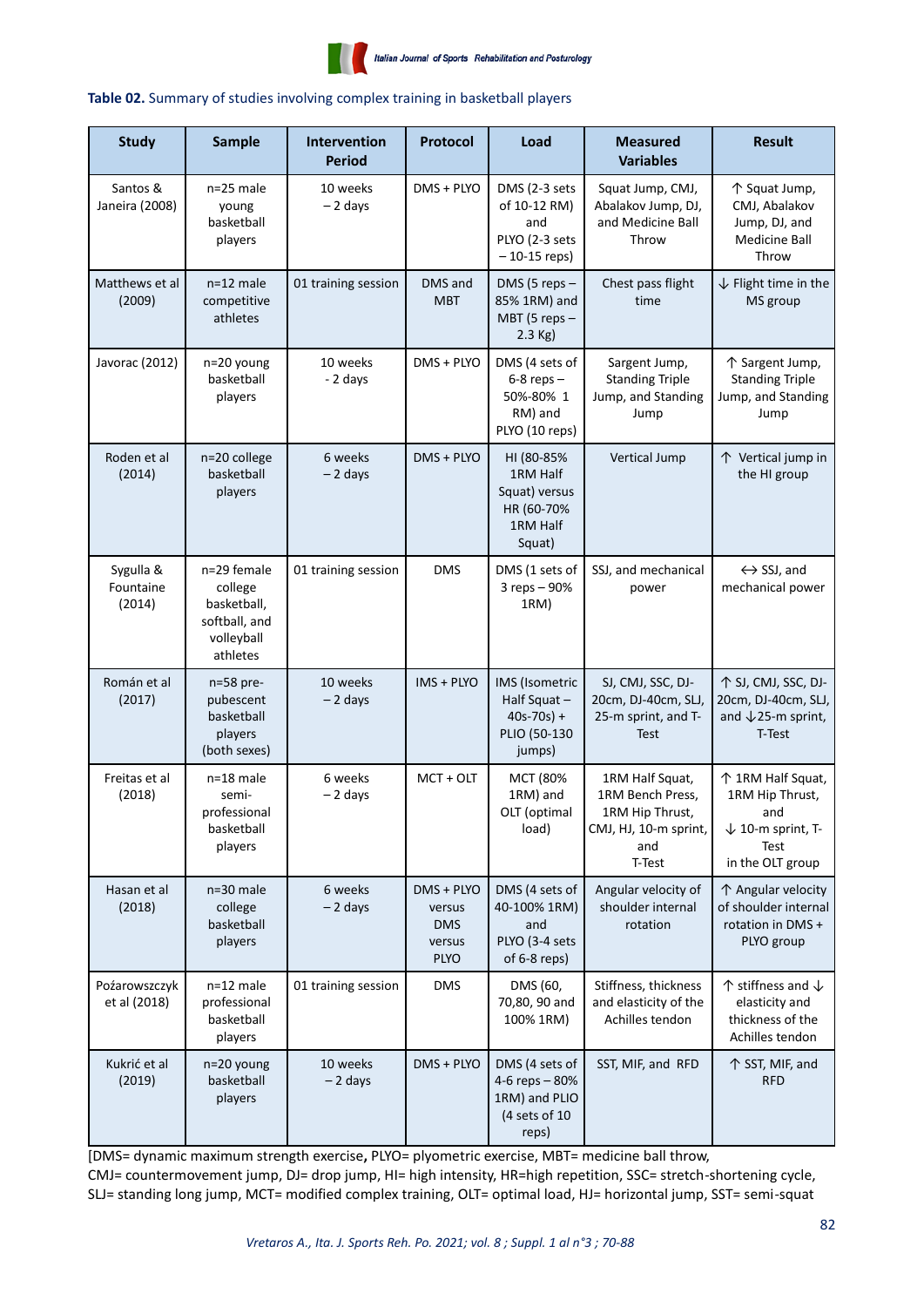**Table 02.** Summary of studies involving complex training in basketball players

| Study | Sample | Intervention Period | Protocol | Load | Measured Variables | Result |
|---|---|---|---|---|---|---|
| Santos & Janeira (2008) | n=25 male young basketball players | 10 weeks – 2 days | DMS + PLYO | DMS (2-3 sets of 10-12 RM) and PLYO (2-3 sets – 10-15 reps) | Squat Jump, CMJ, Abalakov Jump, DJ, and Medicine Ball Throw | ↑ Squat Jump, CMJ, Abalakov Jump, DJ, and Medicine Ball Throw |
| Matthews et al (2009) | n=12 male competitive athletes | 01 training session | DMS and MBT | DMS (5 reps – 85% 1RM) and MBT (5 reps – 2.3 Kg) | Chest pass flight time | ↓ Flight time in the MS group |
| Javorac (2012) | n=20 young basketball players | 10 weeks - 2 days | DMS + PLYO | DMS (4 sets of 6-8 reps – 50%-80% 1 RM) and PLYO (10 reps) | Sargent Jump, Standing Triple Jump, and Standing Jump | ↑ Sargent Jump, Standing Triple Jump, and Standing Jump |
| Roden et al (2014) | n=20 college basketball players | 6 weeks – 2 days | DMS + PLYO | HI (80-85% 1RM Half Squat) versus HR (60-70% 1RM Half Squat) | Vertical Jump | ↑ Vertical jump in the HI group |
| Sygulla & Fountaine (2014) | n=29 female college basketball, softball, and volleyball athletes | 01 training session | DMS | DMS (1 sets of 3 reps – 90% 1RM) | SSJ, and mechanical power | ↔ SSJ, and mechanical power |
| Román et al (2017) | n=58 pre-pubescent basketball players (both sexes) | 10 weeks – 2 days | IMS + PLYO | IMS (Isometric Half Squat – 40s-70s) + PLIO (50-130 jumps) | SJ, CMJ, SSC, DJ-20cm, DJ-40cm, SLJ, 25-m sprint, and T-Test | ↑ SJ, CMJ, SSC, DJ-20cm, DJ-40cm, SLJ, and ↓25-m sprint, T-Test |
| Freitas et al (2018) | n=18 male semi-professional basketball players | 6 weeks – 2 days | MCT + OLT | MCT (80% 1RM) and OLT (optimal load) | 1RM Half Squat, 1RM Bench Press, 1RM Hip Thrust, CMJ, HJ, 10-m sprint, and T-Test | ↑ 1RM Half Squat, 1RM Hip Thrust, and ↓ 10-m sprint, T-Test in the OLT group |
| Hasan et al (2018) | n=30 male college basketball players | 6 weeks – 2 days | DMS + PLYO versus DMS versus PLYO | DMS (4 sets of 40-100% 1RM) and PLYO (3-4 sets of 6-8 reps) | Angular velocity of shoulder internal rotation | ↑ Angular velocity of shoulder internal rotation in DMS + PLYO group |
| Pożarowszczyk et al (2018) | n=12 male professional basketball players | 01 training session | DMS | DMS (60, 70,80, 90 and 100% 1RM) | Stiffness, thickness and elasticity of the Achilles tendon | ↑ stiffness and ↓ elasticity and thickness of the Achilles tendon |
| Kukrić et al (2019) | n=20 young basketball players | 10 weeks – 2 days | DMS + PLYO | DMS (4 sets of 4-6 reps – 80% 1RM) and PLIO (4 sets of 10 reps) | SST, MIF, and RFD | ↑ SST, MIF, and RFD |

[DMS= dynamic maximum strength exercise, PLYO= plyometric exercise, MBT= medicine ball throw, CMJ= countermovement jump, DJ= drop jump, HI= high intensity, HR=high repetition, SSC= stretch-shortening cycle, SLJ= standing long jump, MCT= modified complex training, OLT= optimal load, HJ= horizontal jump, SST= semi-squat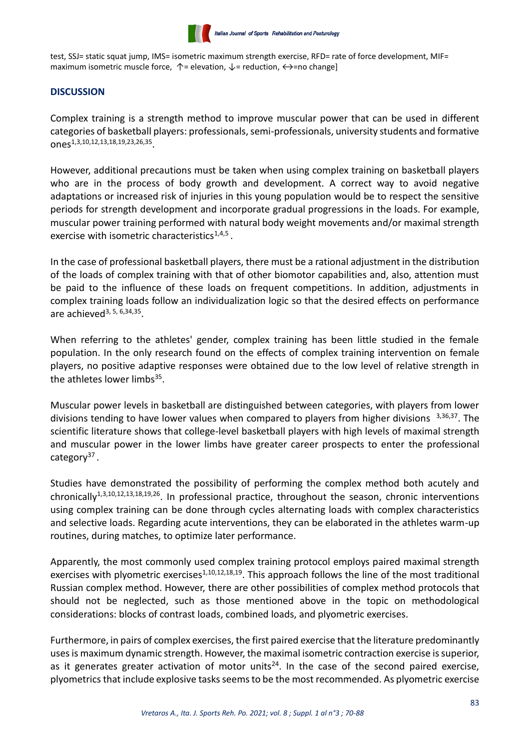test, SSJ= static squat jump, IMS= isometric maximum strength exercise, RFD= rate of force development, MIF= maximum isometric muscle force, ↑= elevation, ↓= reduction, ↔=no change]

## DISCUSSION

Complex training is a strength method to improve muscular power that can be used in different categories of basketball players: professionals, semi-professionals, university students and formative ones[1,3,10,12,13,18,19,23,26,35].

However, additional precautions must be taken when using complex training on basketball players who are in the process of body growth and development. A correct way to avoid negative adaptations or increased risk of injuries in this young population would be to respect the sensitive periods for strength development and incorporate gradual progressions in the loads. For example, muscular power training performed with natural body weight movements and/or maximal strength exercise with isometric characteristics[1,4,5].

In the case of professional basketball players, there must be a rational adjustment in the distribution of the loads of complex training with that of other biomotor capabilities and, also, attention must be paid to the influence of these loads on frequent competitions. In addition, adjustments in complex training loads follow an individualization logic so that the desired effects on performance are achieved[3, 5, 6,34,35].

When referring to the athletes' gender, complex training has been little studied in the female population. In the only research found on the effects of complex training intervention on female players, no positive adaptive responses were obtained due to the low level of relative strength in the athletes lower limbs[35].

Muscular power levels in basketball are distinguished between categories, with players from lower divisions tending to have lower values when compared to players from higher divisions [3,36,37]. The scientific literature shows that college-level basketball players with high levels of maximal strength and muscular power in the lower limbs have greater career prospects to enter the professional category[37].

Studies have demonstrated the possibility of performing the complex method both acutely and chronically[1,3,10,12,13,18,19,26]. In professional practice, throughout the season, chronic interventions using complex training can be done through cycles alternating loads with complex characteristics and selective loads. Regarding acute interventions, they can be elaborated in the athletes warm-up routines, during matches, to optimize later performance.

Apparently, the most commonly used complex training protocol employs paired maximal strength exercises with plyometric exercises[1,10,12,18,19]. This approach follows the line of the most traditional Russian complex method. However, there are other possibilities of complex method protocols that should not be neglected, such as those mentioned above in the topic on methodological considerations: blocks of contrast loads, combined loads, and plyometric exercises.

Furthermore, in pairs of complex exercises, the first paired exercise that the literature predominantly uses is maximum dynamic strength. However, the maximal isometric contraction exercise is superior, as it generates greater activation of motor units[24]. In the case of the second paired exercise, plyometrics that include explosive tasks seems to be the most recommended. As plyometric exercise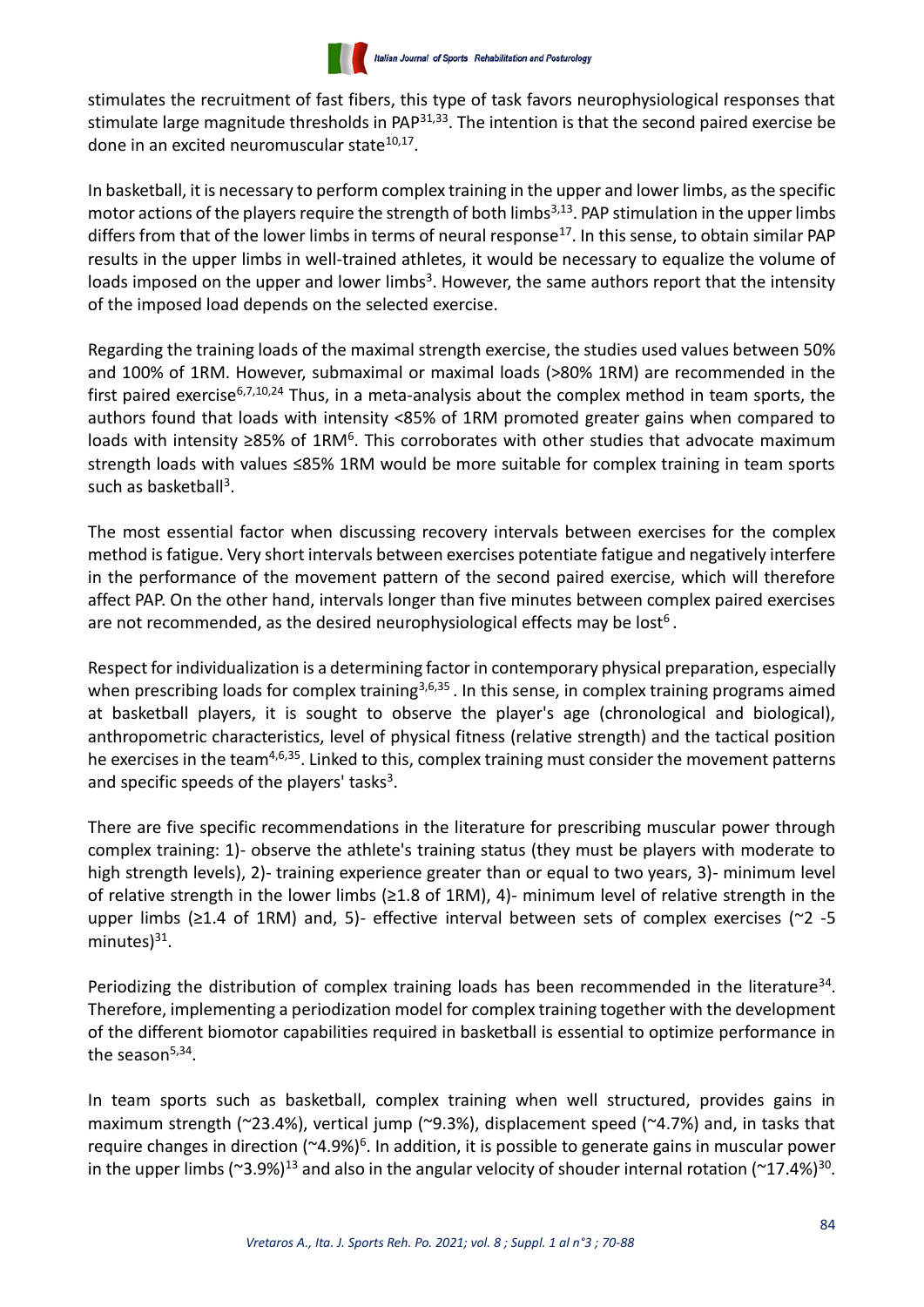stimulates the recruitment of fast fibers, this type of task favors neurophysiological responses that stimulate large magnitude thresholds in PAP[31,33]. The intention is that the second paired exercise be done in an excited neuromuscular state[10,17].

In basketball, it is necessary to perform complex training in the upper and lower limbs, as the specific motor actions of the players require the strength of both limbs[3,13]. PAP stimulation in the upper limbs differs from that of the lower limbs in terms of neural response[17]. In this sense, to obtain similar PAP results in the upper limbs in well-trained athletes, it would be necessary to equalize the volume of loads imposed on the upper and lower limbs[3]. However, the same authors report that the intensity of the imposed load depends on the selected exercise.

Regarding the training loads of the maximal strength exercise, the studies used values between 50% and 100% of 1RM. However, submaximal or maximal loads (>80% 1RM) are recommended in the first paired exercise[6,7,10,24] Thus, in a meta-analysis about the complex method in team sports, the authors found that loads with intensity <85% of 1RM promoted greater gains when compared to loads with intensity ≥85% of 1RM[6]. This corroborates with other studies that advocate maximum strength loads with values ≤85% 1RM would be more suitable for complex training in team sports such as basketball[3].

The most essential factor when discussing recovery intervals between exercises for the complex method is fatigue. Very short intervals between exercises potentiate fatigue and negatively interfere in the performance of the movement pattern of the second paired exercise, which will therefore affect PAP. On the other hand, intervals longer than five minutes between complex paired exercises are not recommended, as the desired neurophysiological effects may be lost[6].

Respect for individualization is a determining factor in contemporary physical preparation, especially when prescribing loads for complex training[3,6,35]. In this sense, in complex training programs aimed at basketball players, it is sought to observe the player's age (chronological and biological), anthropometric characteristics, level of physical fitness (relative strength) and the tactical position he exercises in the team[4,6,35]. Linked to this, complex training must consider the movement patterns and specific speeds of the players' tasks[3].

There are five specific recommendations in the literature for prescribing muscular power through complex training: 1)- observe the athlete's training status (they must be players with moderate to high strength levels), 2)- training experience greater than or equal to two years, 3)- minimum level of relative strength in the lower limbs (≥1.8 of 1RM), 4)- minimum level of relative strength in the upper limbs (≥1.4 of 1RM) and, 5)- effective interval between sets of complex exercises (~2 -5 minutes)[31].

Periodizing the distribution of complex training loads has been recommended in the literature[34]. Therefore, implementing a periodization model for complex training together with the development of the different biomotor capabilities required in basketball is essential to optimize performance in the season[5,34].

In team sports such as basketball, complex training when well structured, provides gains in maximum strength (~23.4%), vertical jump (~9.3%), displacement speed (~4.7%) and, in tasks that require changes in direction (~4.9%)[6]. In addition, it is possible to generate gains in muscular power in the upper limbs (~3.9%)[13] and also in the angular velocity of shouder internal rotation (~17.4%)[30].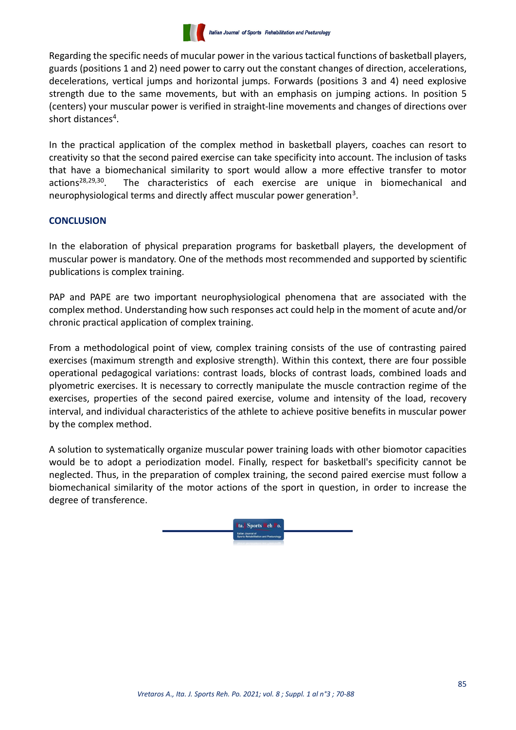Regarding the specific needs of mucular power in the various tactical functions of basketball players, guards (positions 1 and 2) need power to carry out the constant changes of direction, accelerations, decelerations, vertical jumps and horizontal jumps. Forwards (positions 3 and 4) need explosive strength due to the same movements, but with an emphasis on jumping actions. In position 5 (centers) your muscular power is verified in straight-line movements and changes of directions over short distances[4].

In the practical application of the complex method in basketball players, coaches can resort to creativity so that the second paired exercise can take specificity into account. The inclusion of tasks that have a biomechanical similarity to sport would allow a more effective transfer to motor actions[28,29,30]. The characteristics of each exercise are unique in biomechanical and neurophysiological terms and directly affect muscular power generation[3].

## CONCLUSION

In the elaboration of physical preparation programs for basketball players, the development of muscular power is mandatory. One of the methods most recommended and supported by scientific publications is complex training.

PAP and PAPE are two important neurophysiological phenomena that are associated with the complex method. Understanding how such responses act could help in the moment of acute and/or chronic practical application of complex training.

From a methodological point of view, complex training consists of the use of contrasting paired exercises (maximum strength and explosive strength). Within this context, there are four possible operational pedagogical variations: contrast loads, blocks of contrast loads, combined loads and plyometric exercises. It is necessary to correctly manipulate the muscle contraction regime of the exercises, properties of the second paired exercise, volume and intensity of the load, recovery interval, and individual characteristics of the athlete to achieve positive benefits in muscular power by the complex method.

A solution to systematically organize muscular power training loads with other biomotor capacities would be to adopt a periodization model. Finally, respect for basketball's specificity cannot be neglected. Thus, in the preparation of complex training, the second paired exercise must follow a biomechanical similarity of the motor actions of the sport in question, in order to increase the degree of transference.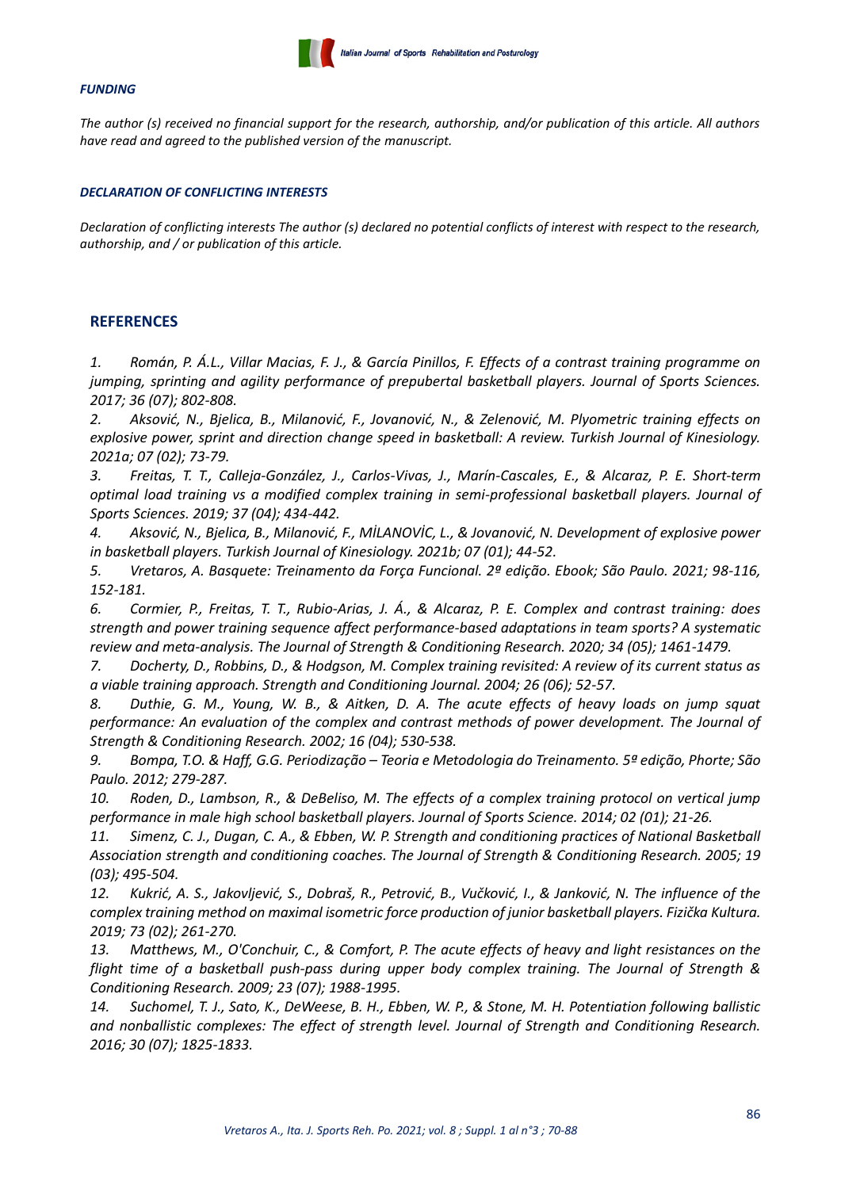#### *FUNDING*

*The author (s) received no financial support for the research, authorship, and/or publication of this article. All authors have read and agreed to the published version of the manuscript.*

#### *DECLARATION OF CONFLICTING INTERESTS*

*Declaration of conflicting interests The author (s) declared no potential conflicts of interest with respect to the research, authorship, and / or publication of this article.*

## REFERENCES

1. *Román, P. Á.L., Villar Macias, F. J., & García Pinillos, F. Effects of a contrast training programme on jumping, sprinting and agility performance of prepubertal basketball players. Journal of Sports Sciences. 2017; 36 (07); 802-808.*
2. *Aksović, N., Bjelica, B., Milanović, F., Jovanović, N., & Zelenović, M. Plyometric training effects on explosive power, sprint and direction change speed in basketball: A review. Turkish Journal of Kinesiology. 2021a; 07 (02); 73-79.*
3. *Freitas, T. T., Calleja-González, J., Carlos-Vivas, J., Marín-Cascales, E., & Alcaraz, P. E. Short-term optimal load training vs a modified complex training in semi-professional basketball players. Journal of Sports Sciences. 2019; 37 (04); 434-442.*
4. *Aksović, N., Bjelica, B., Milanović, F., MİLANOVİC, L., & Jovanović, N. Development of explosive power in basketball players. Turkish Journal of Kinesiology. 2021b; 07 (01); 44-52.*
5. *Vretaros, A. Basquete: Treinamento da Força Funcional. 2ª edição. Ebook; São Paulo. 2021; 98-116, 152-181.*
6. *Cormier, P., Freitas, T. T., Rubio-Arias, J. Á., & Alcaraz, P. E. Complex and contrast training: does strength and power training sequence affect performance-based adaptations in team sports? A systematic review and meta-analysis. The Journal of Strength & Conditioning Research. 2020; 34 (05); 1461-1479.*
7. *Docherty, D., Robbins, D., & Hodgson, M. Complex training revisited: A review of its current status as a viable training approach. Strength and Conditioning Journal. 2004; 26 (06); 52-57.*
8. *Duthie, G. M., Young, W. B., & Aitken, D. A. The acute effects of heavy loads on jump squat performance: An evaluation of the complex and contrast methods of power development. The Journal of Strength & Conditioning Research. 2002; 16 (04); 530-538.*
9. *Bompa, T.O. & Haff, G.G. Periodização – Teoria e Metodologia do Treinamento. 5ª edição, Phorte; São Paulo. 2012; 279-287.*
10. *Roden, D., Lambson, R., & DeBeliso, M. The effects of a complex training protocol on vertical jump performance in male high school basketball players. Journal of Sports Science. 2014; 02 (01); 21-26.*
11. *Simenz, C. J., Dugan, C. A., & Ebben, W. P. Strength and conditioning practices of National Basketball Association strength and conditioning coaches. The Journal of Strength & Conditioning Research. 2005; 19 (03); 495-504.*
12. *Kukrić, A. S., Jakovljević, S., Dobraš, R., Petrović, B., Vučković, I., & Janković, N. The influence of the complex training method on maximal isometric force production of junior basketball players. Fizička Kultura. 2019; 73 (02); 261-270.*
13. *Matthews, M., O'Conchuir, C., & Comfort, P. The acute effects of heavy and light resistances on the flight time of a basketball push-pass during upper body complex training. The Journal of Strength & Conditioning Research. 2009; 23 (07); 1988-1995.*
14. *Suchomel, T. J., Sato, K., DeWeese, B. H., Ebben, W. P., & Stone, M. H. Potentiation following ballistic and nonballistic complexes: The effect of strength level. Journal of Strength and Conditioning Research. 2016; 30 (07); 1825-1833.*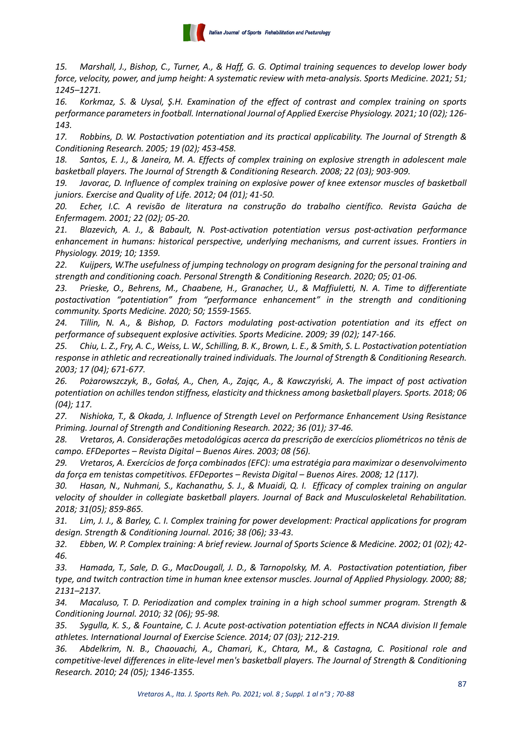*15. Marshall, J., Bishop, C., Turner, A., & Haff, G. G. Optimal training sequences to develop lower body force, velocity, power, and jump height: A systematic review with meta-analysis. Sports Medicine. 2021; 51; 1245–1271.*

*16. Korkmaz, S. & Uysal, Ş.H. Examination of the effect of contrast and complex training on sports performance parameters in football. International Journal of Applied Exercise Physiology. 2021; 10 (02); 126-143.*

*17. Robbins, D. W. Postactivation potentiation and its practical applicability. The Journal of Strength & Conditioning Research. 2005; 19 (02); 453-458.*

*18. Santos, E. J., & Janeira, M. A. Effects of complex training on explosive strength in adolescent male basketball players. The Journal of Strength & Conditioning Research. 2008; 22 (03); 903-909.*

*19. Javorac, D. Influence of complex training on explosive power of knee extensor muscles of basketball juniors. Exercise and Quality of Life. 2012; 04 (01); 41-50.*

*20. Echer, I.C. A revisão de literatura na construção do trabalho científico. Revista Gaúcha de Enfermagem. 2001; 22 (02); 05-20.*

*21. Blazevich, A. J., & Babault, N. Post-activation potentiation versus post-activation performance enhancement in humans: historical perspective, underlying mechanisms, and current issues. Frontiers in Physiology. 2019; 10; 1359.*

*22. Kuijpers, W.The usefulness of jumping technology on program designing for the personal training and strength and conditioning coach. Personal Strength & Conditioning Research. 2020; 05; 01-06.*

*23. Prieske, O., Behrens, M., Chaabene, H., Granacher, U., & Maffiuletti, N. A. Time to differentiate postactivation "potentiation" from "performance enhancement" in the strength and conditioning community. Sports Medicine. 2020; 50; 1559-1565.*

*24. Tillin, N. A., & Bishop, D. Factors modulating post-activation potentiation and its effect on performance of subsequent explosive activities. Sports Medicine. 2009; 39 (02); 147-166.*

*25. Chiu, L. Z., Fry, A. C., Weiss, L. W., Schilling, B. K., Brown, L. E., & Smith, S. L. Postactivation potentiation response in athletic and recreationally trained individuals. The Journal of Strength & Conditioning Research. 2003; 17 (04); 671-677.*

*26. Pożarowszczyk, B., Gołaś, A., Chen, A., Zając, A., & Kawczyński, A. The impact of post activation potentiation on achilles tendon stiffness, elasticity and thickness among basketball players. Sports. 2018; 06 (04); 117.*

*27. Nishioka, T., & Okada, J. Influence of Strength Level on Performance Enhancement Using Resistance Priming. Journal of Strength and Conditioning Research. 2022; 36 (01); 37-46.*

*28. Vretaros, A. Considerações metodológicas acerca da prescrição de exercícios pliométricos no tênis de campo. EFDeportes – Revista Digital – Buenos Aires. 2003; 08 (56).*

*29. Vretaros, A. Exercícios de força combinados (EFC): uma estratégia para maximizar o desenvolvimento da força em tenistas competitivos. EFDeportes – Revista Digital – Buenos Aires. 2008; 12 (117).*

*30. Hasan, N., Nuhmani, S., Kachanathu, S. J., & Muaidi, Q. I. Efficacy of complex training on angular velocity of shoulder in collegiate basketball players. Journal of Back and Musculoskeletal Rehabilitation. 2018; 31(05); 859-865.*

*31. Lim, J. J., & Barley, C. I. Complex training for power development: Practical applications for program design. Strength & Conditioning Journal. 2016; 38 (06); 33-43.*

*32. Ebben, W. P. Complex training: A brief review. Journal of Sports Science & Medicine. 2002; 01 (02); 42-46.*

*33. Hamada, T., Sale, D. G., MacDougall, J. D., & Tarnopolsky, M. A. Postactivation potentiation, fiber type, and twitch contraction time in human knee extensor muscles. Journal of Applied Physiology. 2000; 88; 2131–2137.*

*34. Macaluso, T. D. Periodization and complex training in a high school summer program. Strength & Conditioning Journal. 2010; 32 (06); 95-98.*

*35. Sygulla, K. S., & Fountaine, C. J. Acute post-activation potentiation effects in NCAA division II female athletes. International Journal of Exercise Science. 2014; 07 (03); 212-219.*

*36. Abdelkrim, N. B., Chaouachi, A., Chamari, K., Chtara, M., & Castagna, C. Positional role and competitive-level differences in elite-level men's basketball players. The Journal of Strength & Conditioning Research. 2010; 24 (05); 1346-1355.*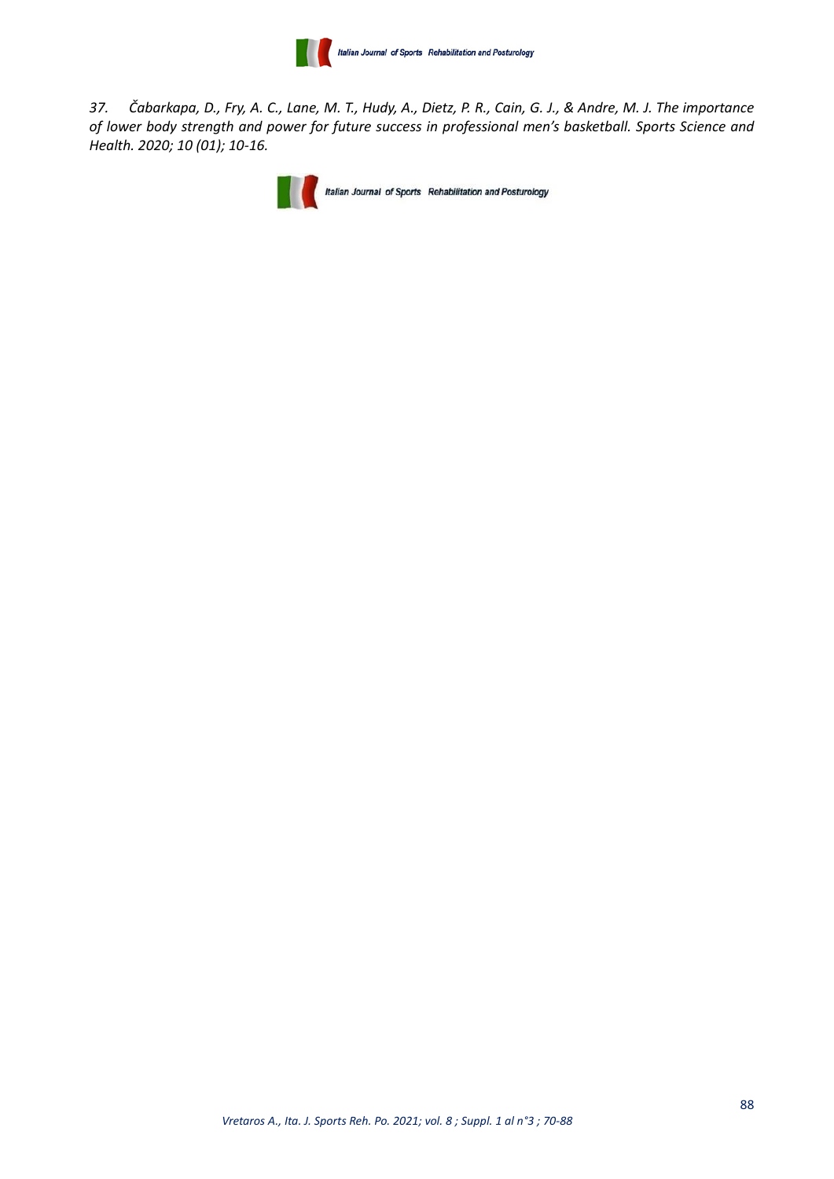*37. Čabarkapa, D., Fry, A. C., Lane, M. T., Hudy, A., Dietz, P. R., Cain, G. J., & Andre, M. J. The importance of lower body strength and power for future success in professional men's basketball. Sports Science and Health. 2020; 10 (01); 10-16.*